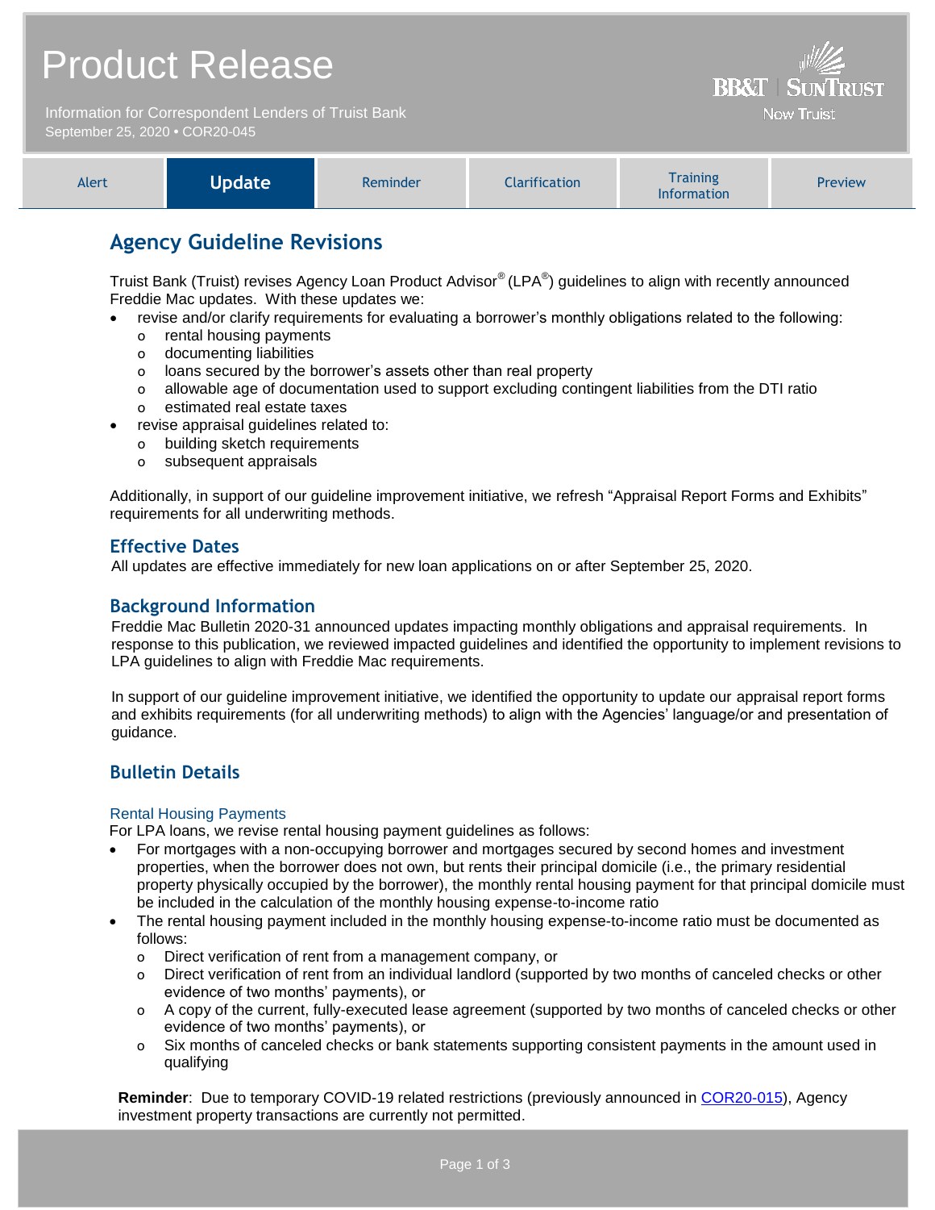# Product Release

Information for Correspondent Lenders of Truist Bank
September 25, 2020 • COR20-045

BB&T | SunTrust
Now Truist

| Alert | **Update** | Reminder | Clarification | Training Information | Preview |
|---|---|---|---|---|---|

## Agency Guideline Revisions

Truist Bank (Truist) revises Agency Loan Product Advisor® (LPA®) guidelines to align with recently announced Freddie Mac updates. With these updates we:

- revise and/or clarify requirements for evaluating a borrower's monthly obligations related to the following:
  - rental housing payments
  - documenting liabilities
  - loans secured by the borrower's assets other than real property
  - allowable age of documentation used to support excluding contingent liabilities from the DTI ratio
  - estimated real estate taxes
- revise appraisal guidelines related to:
  - building sketch requirements
  - subsequent appraisals

Additionally, in support of our guideline improvement initiative, we refresh "Appraisal Report Forms and Exhibits" requirements for all underwriting methods.

### Effective Dates

All updates are effective immediately for new loan applications on or after September 25, 2020.

### Background Information

Freddie Mac Bulletin 2020-31 announced updates impacting monthly obligations and appraisal requirements. In response to this publication, we reviewed impacted guidelines and identified the opportunity to implement revisions to LPA guidelines to align with Freddie Mac requirements.

In support of our guideline improvement initiative, we identified the opportunity to update our appraisal report forms and exhibits requirements (for all underwriting methods) to align with the Agencies' language/or and presentation of guidance.

### Bulletin Details

#### Rental Housing Payments

For LPA loans, we revise rental housing payment guidelines as follows:

- For mortgages with a non-occupying borrower and mortgages secured by second homes and investment properties, when the borrower does not own, but rents their principal domicile (i.e., the primary residential property physically occupied by the borrower), the monthly rental housing payment for that principal domicile must be included in the calculation of the monthly housing expense-to-income ratio
- The rental housing payment included in the monthly housing expense-to-income ratio must be documented as follows:
  - Direct verification of rent from a management company, or
  - Direct verification of rent from an individual landlord (supported by two months of canceled checks or other evidence of two months' payments), or
  - A copy of the current, fully-executed lease agreement (supported by two months of canceled checks or other evidence of two months' payments), or
  - Six months of canceled checks or bank statements supporting consistent payments in the amount used in qualifying

**Reminder**: Due to temporary COVID-19 related restrictions (previously announced in COR20-015), Agency investment property transactions are currently not permitted.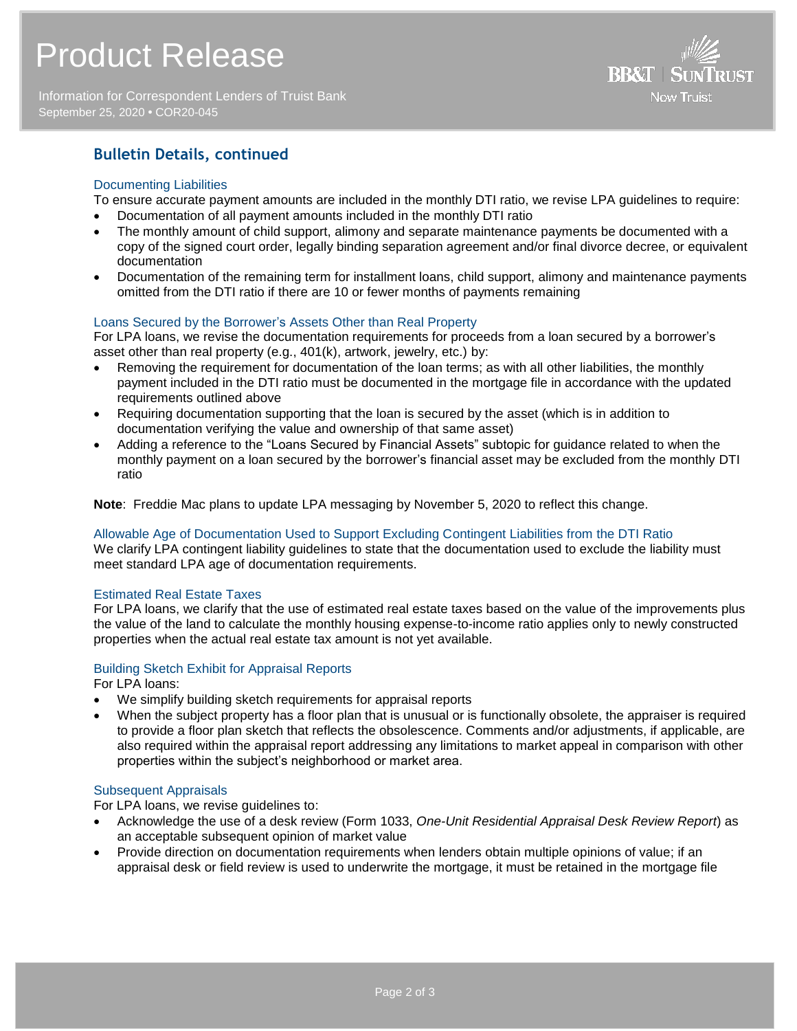## Bulletin Details, continued

### Documenting Liabilities

To ensure accurate payment amounts are included in the monthly DTI ratio, we revise LPA guidelines to require:

- Documentation of all payment amounts included in the monthly DTI ratio
- The monthly amount of child support, alimony and separate maintenance payments be documented with a copy of the signed court order, legally binding separation agreement and/or final divorce decree, or equivalent documentation
- Documentation of the remaining term for installment loans, child support, alimony and maintenance payments omitted from the DTI ratio if there are 10 or fewer months of payments remaining

### Loans Secured by the Borrower's Assets Other than Real Property

For LPA loans, we revise the documentation requirements for proceeds from a loan secured by a borrower's asset other than real property (e.g., 401(k), artwork, jewelry, etc.) by:

- Removing the requirement for documentation of the loan terms; as with all other liabilities, the monthly payment included in the DTI ratio must be documented in the mortgage file in accordance with the updated requirements outlined above
- Requiring documentation supporting that the loan is secured by the asset (which is in addition to documentation verifying the value and ownership of that same asset)
- Adding a reference to the "Loans Secured by Financial Assets" subtopic for guidance related to when the monthly payment on a loan secured by the borrower's financial asset may be excluded from the monthly DTI ratio

**Note**: Freddie Mac plans to update LPA messaging by November 5, 2020 to reflect this change.

### Allowable Age of Documentation Used to Support Excluding Contingent Liabilities from the DTI Ratio

We clarify LPA contingent liability guidelines to state that the documentation used to exclude the liability must meet standard LPA age of documentation requirements.

### Estimated Real Estate Taxes

For LPA loans, we clarify that the use of estimated real estate taxes based on the value of the improvements plus the value of the land to calculate the monthly housing expense-to-income ratio applies only to newly constructed properties when the actual real estate tax amount is not yet available.

### Building Sketch Exhibit for Appraisal Reports

For LPA loans:

- We simplify building sketch requirements for appraisal reports
- When the subject property has a floor plan that is unusual or is functionally obsolete, the appraiser is required to provide a floor plan sketch that reflects the obsolescence. Comments and/or adjustments, if applicable, are also required within the appraisal report addressing any limitations to market appeal in comparison with other properties within the subject's neighborhood or market area.

### Subsequent Appraisals

For LPA loans, we revise guidelines to:

- Acknowledge the use of a desk review (Form 1033, *One-Unit Residential Appraisal Desk Review Report*) as an acceptable subsequent opinion of market value
- Provide direction on documentation requirements when lenders obtain multiple opinions of value; if an appraisal desk or field review is used to underwrite the mortgage, it must be retained in the mortgage file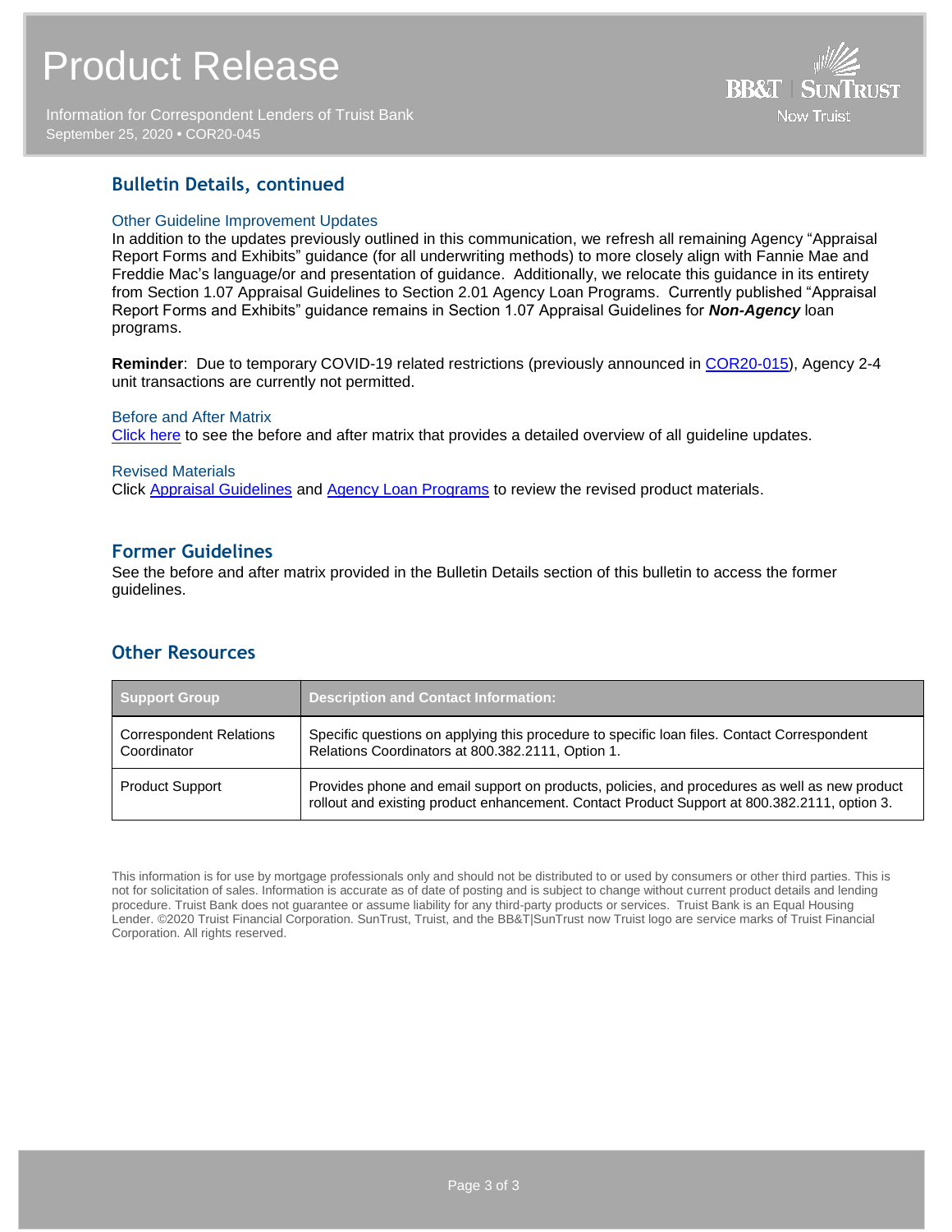## Bulletin Details, continued

### Other Guideline Improvement Updates

In addition to the updates previously outlined in this communication, we refresh all remaining Agency "Appraisal Report Forms and Exhibits" guidance (for all underwriting methods) to more closely align with Fannie Mae and Freddie Mac's language/or and presentation of guidance. Additionally, we relocate this guidance in its entirety from Section 1.07 Appraisal Guidelines to Section 2.01 Agency Loan Programs. Currently published "Appraisal Report Forms and Exhibits" guidance remains in Section 1.07 Appraisal Guidelines for ***Non-Agency*** loan programs.

**Reminder**: Due to temporary COVID-19 related restrictions (previously announced in COR20-015), Agency 2-4 unit transactions are currently not permitted.

### Before and After Matrix

Click here to see the before and after matrix that provides a detailed overview of all guideline updates.

### Revised Materials

Click Appraisal Guidelines and Agency Loan Programs to review the revised product materials.

## Former Guidelines

See the before and after matrix provided in the Bulletin Details section of this bulletin to access the former guidelines.

## Other Resources

| Support Group | Description and Contact Information: |
|---|---|
| Correspondent Relations Coordinator | Specific questions on applying this procedure to specific loan files. Contact Correspondent Relations Coordinators at 800.382.2111, Option 1. |
| Product Support | Provides phone and email support on products, policies, and procedures as well as new product rollout and existing product enhancement. Contact Product Support at 800.382.2111, option 3. |

This information is for use by mortgage professionals only and should not be distributed to or used by consumers or other third parties. This is not for solicitation of sales. Information is accurate as of date of posting and is subject to change without current product details and lending procedure. Truist Bank does not guarantee or assume liability for any third-party products or services. Truist Bank is an Equal Housing Lender. ©2020 Truist Financial Corporation. SunTrust, Truist, and the BB&T|SunTrust now Truist logo are service marks of Truist Financial Corporation. All rights reserved.